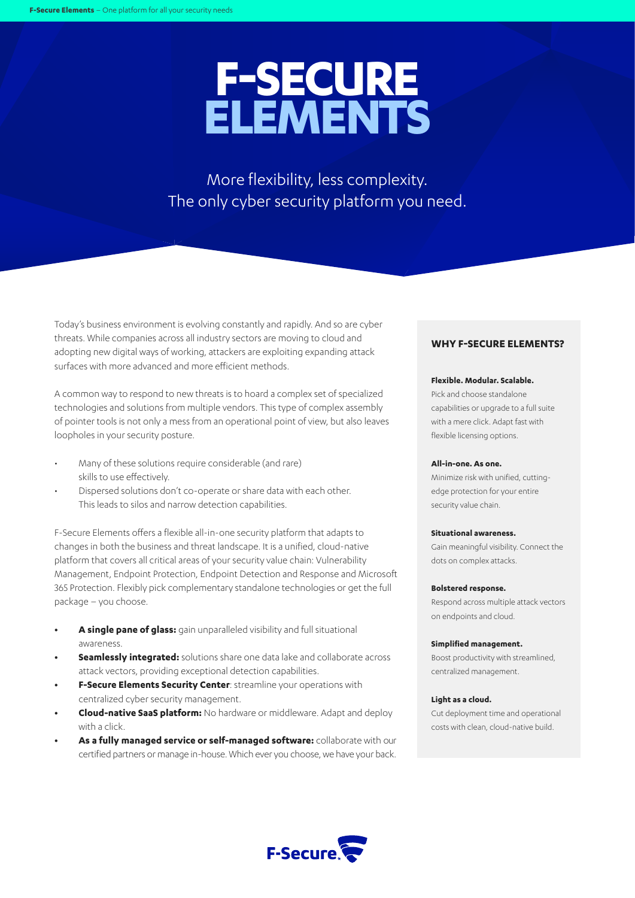# F-SECURE ELEMENTS

More flexibility, less complexity.
The only cyber security platform you need.

Today's business environment is evolving constantly and rapidly. And so are cyber threats. While companies across all industry sectors are moving to cloud and adopting new digital ways of working, attackers are exploiting expanding attack surfaces with more advanced and more efficient methods.

A common way to respond to new threats is to hoard a complex set of specialized technologies and solutions from multiple vendors. This type of complex assembly of pointer tools is not only a mess from an operational point of view, but also leaves loopholes in your security posture.

- Many of these solutions require considerable (and rare) skills to use effectively.
- Dispersed solutions don't co-operate or share data with each other. This leads to silos and narrow detection capabilities.

F-Secure Elements offers a flexible all-in-one security platform that adapts to changes in both the business and threat landscape. It is a unified, cloud-native platform that covers all critical areas of your security value chain: Vulnerability Management, Endpoint Protection, Endpoint Detection and Response and Microsoft 365 Protection. Flexibly pick complementary standalone technologies or get the full package – you choose.

- **A single pane of glass:** gain unparalleled visibility and full situational awareness.
- **Seamlessly integrated:** solutions share one data lake and collaborate across attack vectors, providing exceptional detection capabilities.
- **F-Secure Elements Security Center**: streamline your operations with centralized cyber security management.
- **Cloud-native SaaS platform:** No hardware or middleware. Adapt and deploy with a click.
- **As a fully managed service or self-managed software:** collaborate with our certified partners or manage in-house. Which ever you choose, we have your back.

## WHY F-SECURE ELEMENTS?

**Flexible. Modular. Scalable.**
Pick and choose standalone capabilities or upgrade to a full suite with a mere click. Adapt fast with flexible licensing options.

**All-in-one. As one.**
Minimize risk with unified, cutting-edge protection for your entire security value chain.

**Situational awareness.**
Gain meaningful visibility. Connect the dots on complex attacks.

**Bolstered response.**
Respond across multiple attack vectors on endpoints and cloud.

**Simplified management.**
Boost productivity with streamlined, centralized management.

**Light as a cloud.**
Cut deployment time and operational costs with clean, cloud-native build.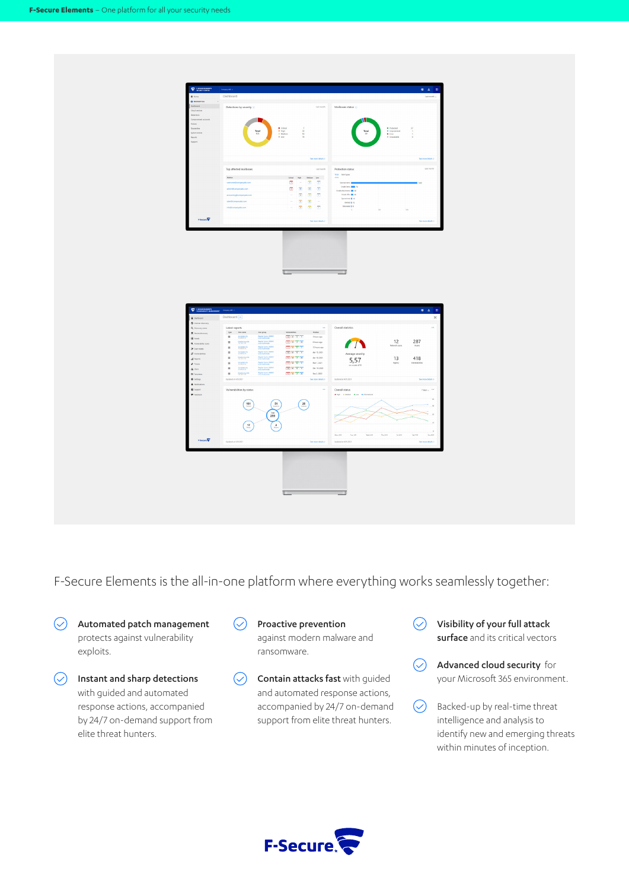F-Secure Elements is the all-in-one platform where everything works seamlessly together:

- **Automated patch management** protects against vulnerability exploits.
- **Instant and sharp detections** with guided and automated response actions, accompanied by 24/7 on-demand support from elite threat hunters.
- **Proactive prevention** against modern malware and ransomware.
- **Contain attacks fast** with guided and automated response actions, accompanied by 24/7 on-demand support from elite threat hunters.
- **Visibility of your full attack surface** and its critical vectors
- **Advanced cloud security** for your Microsoft 365 environment.
- Backed-up by real-time threat intelligence and analysis to identify new and emerging threats within minutes of inception.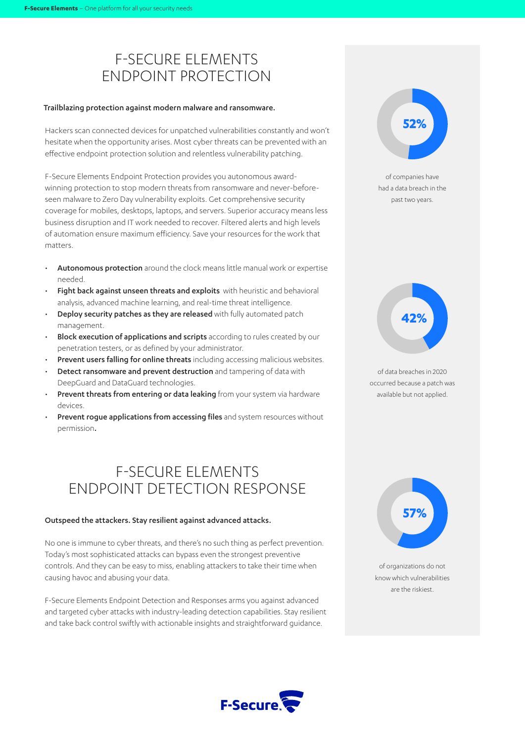# F-SECURE ELEMENTS ENDPOINT PROTECTION

**Trailblazing protection against modern malware and ransomware.**

Hackers scan connected devices for unpatched vulnerabilities constantly and won't hesitate when the opportunity arises. Most cyber threats can be prevented with an effective endpoint protection solution and relentless vulnerability patching.

F-Secure Elements Endpoint Protection provides you autonomous award-winning protection to stop modern threats from ransomware and never-before-seen malware to Zero Day vulnerability exploits. Get comprehensive security coverage for mobiles, desktops, laptops, and servers. Superior accuracy means less business disruption and IT work needed to recover. Filtered alerts and high levels of automation ensure maximum efficiency. Save your resources for the work that matters.

- **Autonomous protection** around the clock means little manual work or expertise needed.
- **Fight back against unseen threats and exploits** with heuristic and behavioral analysis, advanced machine learning, and real-time threat intelligence.
- **Deploy security patches as they are released** with fully automated patch management.
- **Block execution of applications and scripts** according to rules created by our penetration testers, or as defined by your administrator.
- **Prevent users falling for online threats** including accessing malicious websites.
- **Detect ransomware and prevent destruction** and tampering of data with DeepGuard and DataGuard technologies.
- **Prevent threats from entering or data leaking** from your system via hardware devices.
- **Prevent rogue applications from accessing files** and system resources without permission**.**

**52%**

of companies have had a data breach in the past two years.

**42%**

of data breaches in 2020 occurred because a patch was available but not applied.

**57%**

of organizations do not know which vulnerabilities are the riskiest.

# F-SECURE ELEMENTS ENDPOINT DETECTION RESPONSE

**Outspeed the attackers. Stay resilient against advanced attacks.**

No one is immune to cyber threats, and there's no such thing as perfect prevention. Today's most sophisticated attacks can bypass even the strongest preventive controls. And they can be easy to miss, enabling attackers to take their time when causing havoc and abusing your data.

F-Secure Elements Endpoint Detection and Responses arms you against advanced and targeted cyber attacks with industry-leading detection capabilities. Stay resilient and take back control swiftly with actionable insights and straightforward guidance.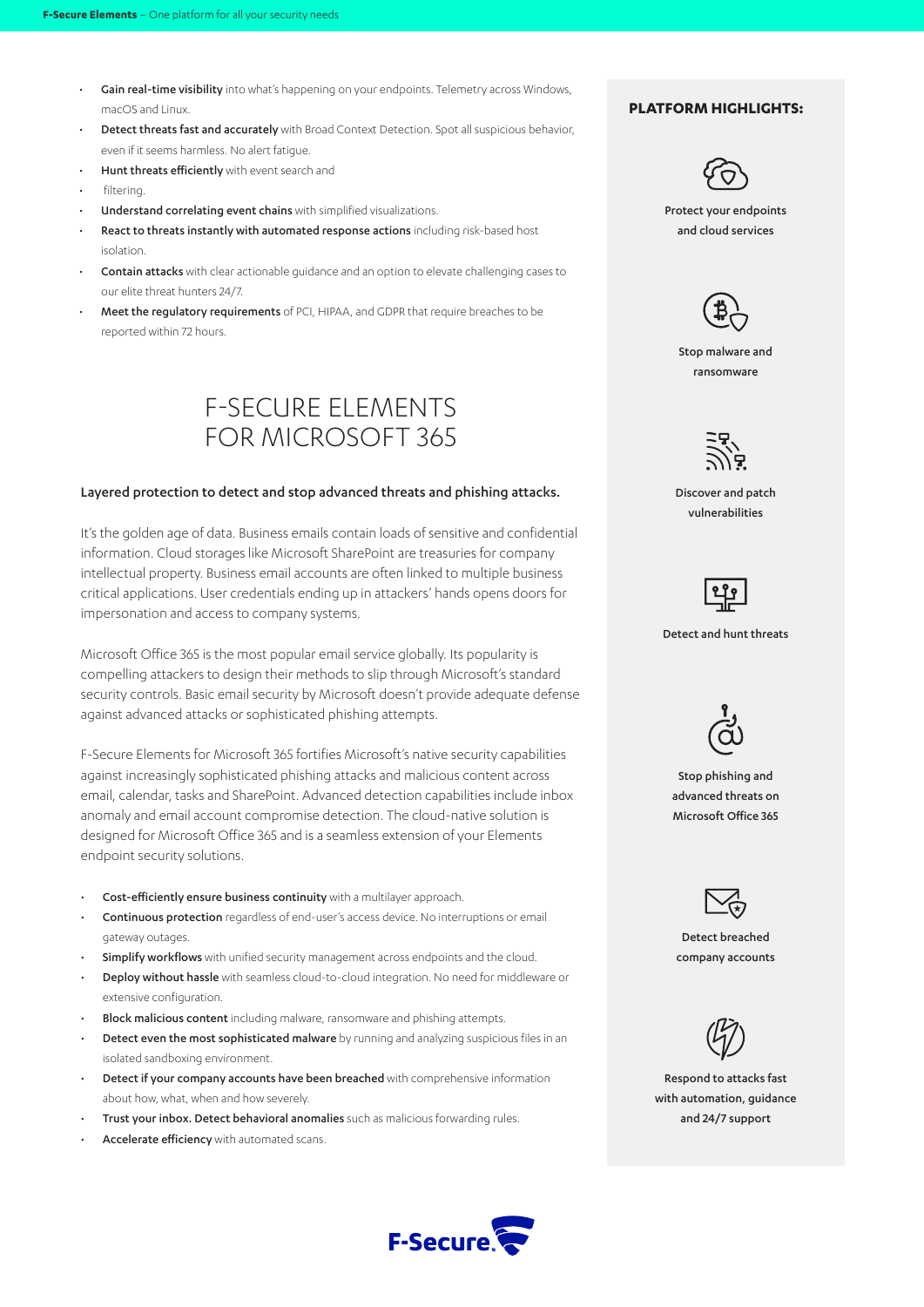- **Gain real-time visibility** into what's happening on your endpoints. Telemetry across Windows, macOS and Linux.
- **Detect threats fast and accurately** with Broad Context Detection. Spot all suspicious behavior, even if it seems harmless. No alert fatigue.
- **Hunt threats efficiently** with event search and
- filtering.
- **Understand correlating event chains** with simplified visualizations.
- **React to threats instantly with automated response actions** including risk-based host isolation.
- **Contain attacks** with clear actionable guidance and an option to elevate challenging cases to our elite threat hunters 24/7.
- **Meet the regulatory requirements** of PCI, HIPAA, and GDPR that require breaches to be reported within 72 hours.

# F-SECURE ELEMENTS FOR MICROSOFT 365

**Layered protection to detect and stop advanced threats and phishing attacks.**

It's the golden age of data. Business emails contain loads of sensitive and confidential information. Cloud storages like Microsoft SharePoint are treasuries for company intellectual property. Business email accounts are often linked to multiple business critical applications. User credentials ending up in attackers' hands opens doors for impersonation and access to company systems.

Microsoft Office 365 is the most popular email service globally. Its popularity is compelling attackers to design their methods to slip through Microsoft's standard security controls. Basic email security by Microsoft doesn't provide adequate defense against advanced attacks or sophisticated phishing attempts.

F-Secure Elements for Microsoft 365 fortifies Microsoft's native security capabilities against increasingly sophisticated phishing attacks and malicious content across email, calendar, tasks and SharePoint. Advanced detection capabilities include inbox anomaly and email account compromise detection. The cloud-native solution is designed for Microsoft Office 365 and is a seamless extension of your Elements endpoint security solutions.

- **Cost-efficiently ensure business continuity** with a multilayer approach.
- **Continuous protection** regardless of end-user's access device. No interruptions or email gateway outages.
- **Simplify workflows** with unified security management across endpoints and the cloud.
- **Deploy without hassle** with seamless cloud-to-cloud integration. No need for middleware or extensive configuration.
- **Block malicious content** including malware, ransomware and phishing attempts.
- **Detect even the most sophisticated malware** by running and analyzing suspicious files in an isolated sandboxing environment.
- **Detect if your company accounts have been breached** with comprehensive information about how, what, when and how severely.
- **Trust your inbox. Detect behavioral anomalies** such as malicious forwarding rules.
- **Accelerate efficiency** with automated scans.

## PLATFORM HIGHLIGHTS:

- Protect your endpoints and cloud services
- Stop malware and ransomware
- Discover and patch vulnerabilities
- Detect and hunt threats
- Stop phishing and advanced threats on Microsoft Office 365
- Detect breached company accounts
- Respond to attacks fast with automation, guidance and 24/7 support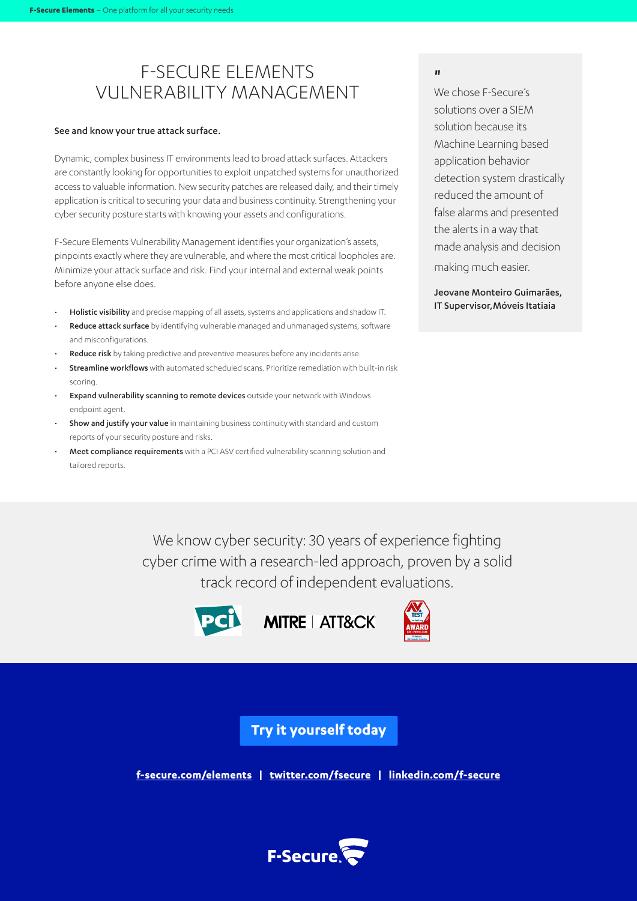# F-SECURE ELEMENTS VULNERABILITY MANAGEMENT

**See and know your true attack surface.**

Dynamic, complex business IT environments lead to broad attack surfaces. Attackers are constantly looking for opportunities to exploit unpatched systems for unauthorized access to valuable information. New security patches are released daily, and their timely application is critical to securing your data and business continuity. Strengthening your cyber security posture starts with knowing your assets and configurations.

F-Secure Elements Vulnerability Management identifies your organization's assets, pinpoints exactly where they are vulnerable, and where the most critical loopholes are. Minimize your attack surface and risk. Find your internal and external weak points before anyone else does.

- **Holistic visibility** and precise mapping of all assets, systems and applications and shadow IT.
- **Reduce attack surface** by identifying vulnerable managed and unmanaged systems, software and misconfigurations.
- **Reduce risk** by taking predictive and preventive measures before any incidents arise.
- **Streamline workflows** with automated scheduled scans. Prioritize remediation with built-in risk scoring.
- **Expand vulnerability scanning to remote devices** outside your network with Windows endpoint agent.
- **Show and justify your value** in maintaining business continuity with standard and custom reports of your security posture and risks.
- **Meet compliance requirements** with a PCI ASV certified vulnerability scanning solution and tailored reports.

> "We chose F-Secure's solutions over a SIEM solution because its Machine Learning based application behavior detection system drastically reduced the amount of false alarms and presented the alerts in a way that made analysis and decision making much easier.
>
> **Jeovane Monteiro Guimarães, IT Supervisor, Móveis Itatiaia**

We know cyber security: 30 years of experience fighting cyber crime with a research-led approach, proven by a solid track record of independent evaluations.

**Try it yourself today**

**f-secure.com/elements** | **twitter.com/fsecure** | **linkedin.com/f-secure**